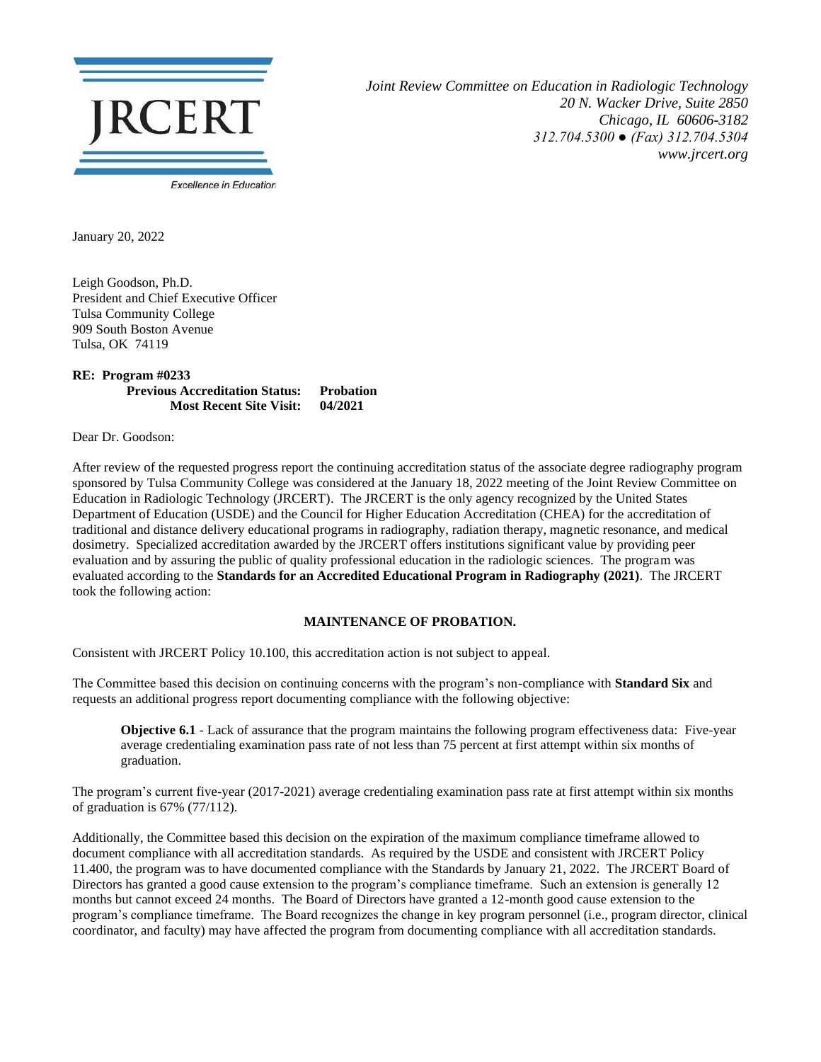JRCERT

Excellence in Education

*Joint Review Committee on Education in Radiologic Technology*
*20 N. Wacker Drive, Suite 2850*
*Chicago, IL 60606-3182*
*312.704.5300 ● (Fax) 312.704.5304*
*www.jrcert.org*

January 20, 2022

Leigh Goodson, Ph.D.
President and Chief Executive Officer
Tulsa Community College
909 South Boston Avenue
Tulsa, OK 74119

**RE: Program #0233**
**Previous Accreditation Status: Probation**
**Most Recent Site Visit: 04/2021**

Dear Dr. Goodson:

After review of the requested progress report the continuing accreditation status of the associate degree radiography program sponsored by Tulsa Community College was considered at the January 18, 2022 meeting of the Joint Review Committee on Education in Radiologic Technology (JRCERT). The JRCERT is the only agency recognized by the United States Department of Education (USDE) and the Council for Higher Education Accreditation (CHEA) for the accreditation of traditional and distance delivery educational programs in radiography, radiation therapy, magnetic resonance, and medical dosimetry. Specialized accreditation awarded by the JRCERT offers institutions significant value by providing peer evaluation and by assuring the public of quality professional education in the radiologic sciences. The program was evaluated according to the **Standards for an Accredited Educational Program in Radiography (2021)**. The JRCERT took the following action:

**MAINTENANCE OF PROBATION.**

Consistent with JRCERT Policy 10.100, this accreditation action is not subject to appeal.

The Committee based this decision on continuing concerns with the program's non-compliance with **Standard Six** and requests an additional progress report documenting compliance with the following objective:

> **Objective 6.1** - Lack of assurance that the program maintains the following program effectiveness data: Five-year average credentialing examination pass rate of not less than 75 percent at first attempt within six months of graduation.

The program's current five-year (2017-2021) average credentialing examination pass rate at first attempt within six months of graduation is 67% (77/112).

Additionally, the Committee based this decision on the expiration of the maximum compliance timeframe allowed to document compliance with all accreditation standards. As required by the USDE and consistent with JRCERT Policy 11.400, the program was to have documented compliance with the Standards by January 21, 2022. The JRCERT Board of Directors has granted a good cause extension to the program's compliance timeframe. Such an extension is generally 12 months but cannot exceed 24 months. The Board of Directors have granted a 12-month good cause extension to the program's compliance timeframe. The Board recognizes the change in key program personnel (i.e., program director, clinical coordinator, and faculty) may have affected the program from documenting compliance with all accreditation standards.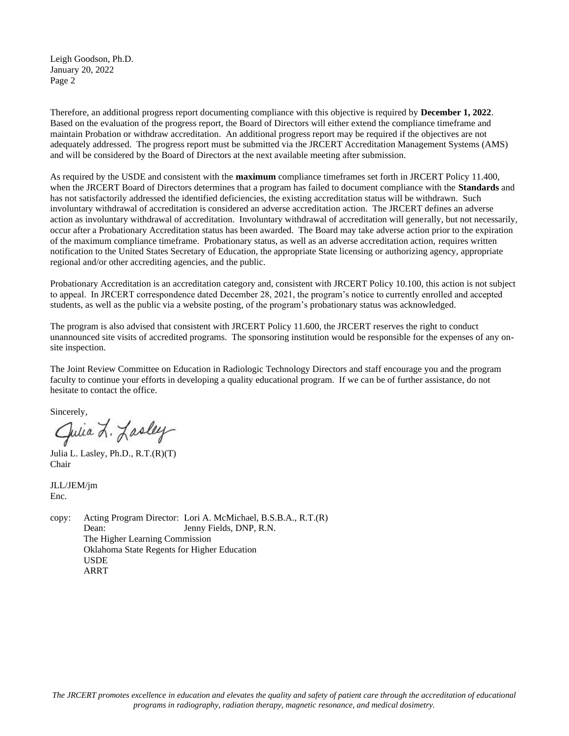Therefore, an additional progress report documenting compliance with this objective is required by **December 1, 2022**. Based on the evaluation of the progress report, the Board of Directors will either extend the compliance timeframe and maintain Probation or withdraw accreditation. An additional progress report may be required if the objectives are not adequately addressed. The progress report must be submitted via the JRCERT Accreditation Management Systems (AMS) and will be considered by the Board of Directors at the next available meeting after submission.

As required by the USDE and consistent with the **maximum** compliance timeframes set forth in JRCERT Policy 11.400, when the JRCERT Board of Directors determines that a program has failed to document compliance with the **Standards** and has not satisfactorily addressed the identified deficiencies, the existing accreditation status will be withdrawn. Such involuntary withdrawal of accreditation is considered an adverse accreditation action. The JRCERT defines an adverse action as involuntary withdrawal of accreditation. Involuntary withdrawal of accreditation will generally, but not necessarily, occur after a Probationary Accreditation status has been awarded. The Board may take adverse action prior to the expiration of the maximum compliance timeframe. Probationary status, as well as an adverse accreditation action, requires written notification to the United States Secretary of Education, the appropriate State licensing or authorizing agency, appropriate regional and/or other accrediting agencies, and the public.

Probationary Accreditation is an accreditation category and, consistent with JRCERT Policy 10.100, this action is not subject to appeal. In JRCERT correspondence dated December 28, 2021, the program's notice to currently enrolled and accepted students, as well as the public via a website posting, of the program's probationary status was acknowledged.

The program is also advised that consistent with JRCERT Policy 11.600, the JRCERT reserves the right to conduct unannounced site visits of accredited programs. The sponsoring institution would be responsible for the expenses of any on-site inspection.

The Joint Review Committee on Education in Radiologic Technology Directors and staff encourage you and the program faculty to continue your efforts in developing a quality educational program. If we can be of further assistance, do not hesitate to contact the office.

Sincerely,

Julia L. Lasley

Julia L. Lasley, Ph.D., R.T.(R)(T)
Chair

JLL/JEM/jm
Enc.

copy: Acting Program Director: Lori A. McMichael, B.S.B.A., R.T.(R)
Dean: Jenny Fields, DNP, R.N.
The Higher Learning Commission
Oklahoma State Regents for Higher Education
USDE
ARRT

*The JRCERT promotes excellence in education and elevates the quality and safety of patient care through the accreditation of educational programs in radiography, radiation therapy, magnetic resonance, and medical dosimetry.*